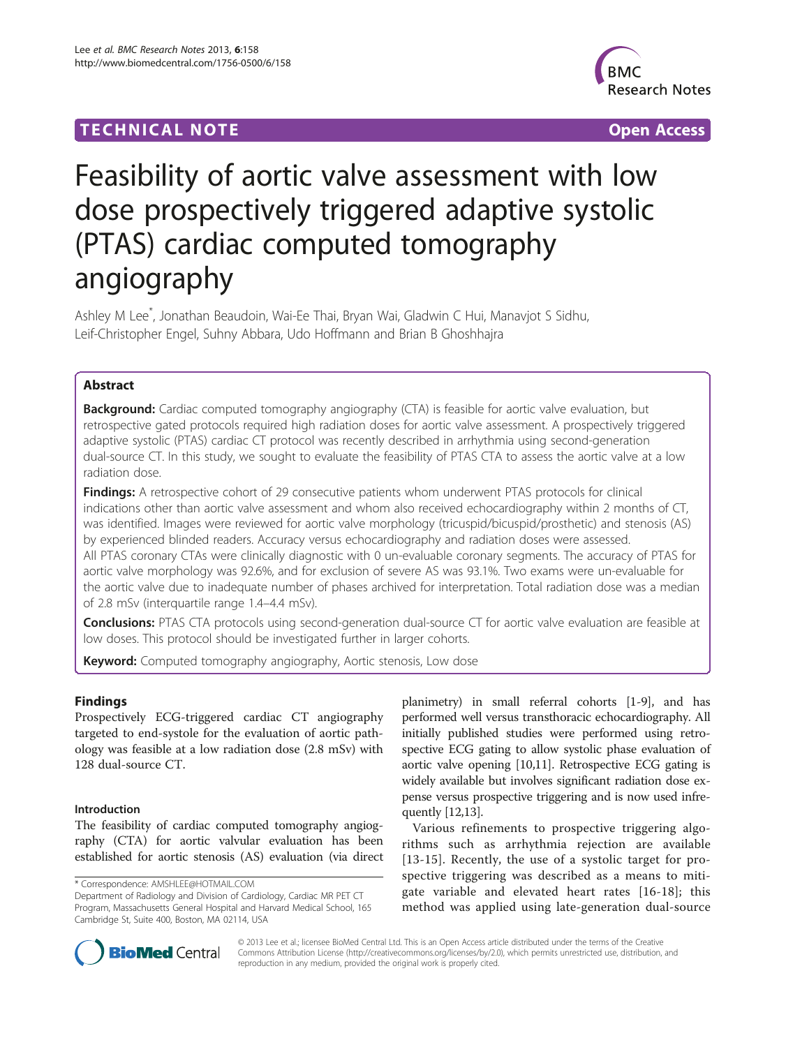TECHNICAL NOTE Open Access

# Feasibility of aortic valve assessment with low dose prospectively triggered adaptive systolic (PTAS) cardiac computed tomography angiography

Ashley M Lee*, Jonathan Beaudoin, Wai-Ee Thai, Bryan Wai, Gladwin C Hui, Manavjot S Sidhu, Leif-Christopher Engel, Suhny Abbara, Udo Hoffmann and Brian B Ghoshhajra

## Abstract

**Background:** Cardiac computed tomography angiography (CTA) is feasible for aortic valve evaluation, but retrospective gated protocols required high radiation doses for aortic valve assessment. A prospectively triggered adaptive systolic (PTAS) cardiac CT protocol was recently described in arrhythmia using second-generation dual-source CT. In this study, we sought to evaluate the feasibility of PTAS CTA to assess the aortic valve at a low radiation dose.

**Findings:** A retrospective cohort of 29 consecutive patients whom underwent PTAS protocols for clinical indications other than aortic valve assessment and whom also received echocardiography within 2 months of CT, was identified. Images were reviewed for aortic valve morphology (tricuspid/bicuspid/prosthetic) and stenosis (AS) by experienced blinded readers. Accuracy versus echocardiography and radiation doses were assessed. All PTAS coronary CTAs were clinically diagnostic with 0 un-evaluable coronary segments. The accuracy of PTAS for aortic valve morphology was 92.6%, and for exclusion of severe AS was 93.1%. Two exams were un-evaluable for the aortic valve due to inadequate number of phases archived for interpretation. Total radiation dose was a median of 2.8 mSv (interquartile range 1.4–4.4 mSv).

**Conclusions:** PTAS CTA protocols using second-generation dual-source CT for aortic valve evaluation are feasible at low doses. This protocol should be investigated further in larger cohorts.

**Keyword:** Computed tomography angiography, Aortic stenosis, Low dose

## Findings

Prospectively ECG-triggered cardiac CT angiography targeted to end-systole for the evaluation of aortic pathology was feasible at a low radiation dose (2.8 mSv) with 128 dual-source CT.

### Introduction

The feasibility of cardiac computed tomography angiography (CTA) for aortic valvular evaluation has been established for aortic stenosis (AS) evaluation (via direct planimetry) in small referral cohorts [1-9], and has performed well versus transthoracic echocardiography. All initially published studies were performed using retrospective ECG gating to allow systolic phase evaluation of aortic valve opening [10,11]. Retrospective ECG gating is widely available but involves significant radiation dose expense versus prospective triggering and is now used infrequently [12,13].

Various refinements to prospective triggering algorithms such as arrhythmia rejection are available [13-15]. Recently, the use of a systolic target for prospective triggering was described as a means to mitigate variable and elevated heart rates [16-18]; this method was applied using late-generation dual-source

* Correspondence: AMSHLEE@HOTMAIL.COM
Department of Radiology and Division of Cardiology, Cardiac MR PET CT Program, Massachusetts General Hospital and Harvard Medical School, 165 Cambridge St, Suite 400, Boston, MA 02114, USA

© 2013 Lee et al.; licensee BioMed Central Ltd. This is an Open Access article distributed under the terms of the Creative Commons Attribution License (http://creativecommons.org/licenses/by/2.0), which permits unrestricted use, distribution, and reproduction in any medium, provided the original work is properly cited.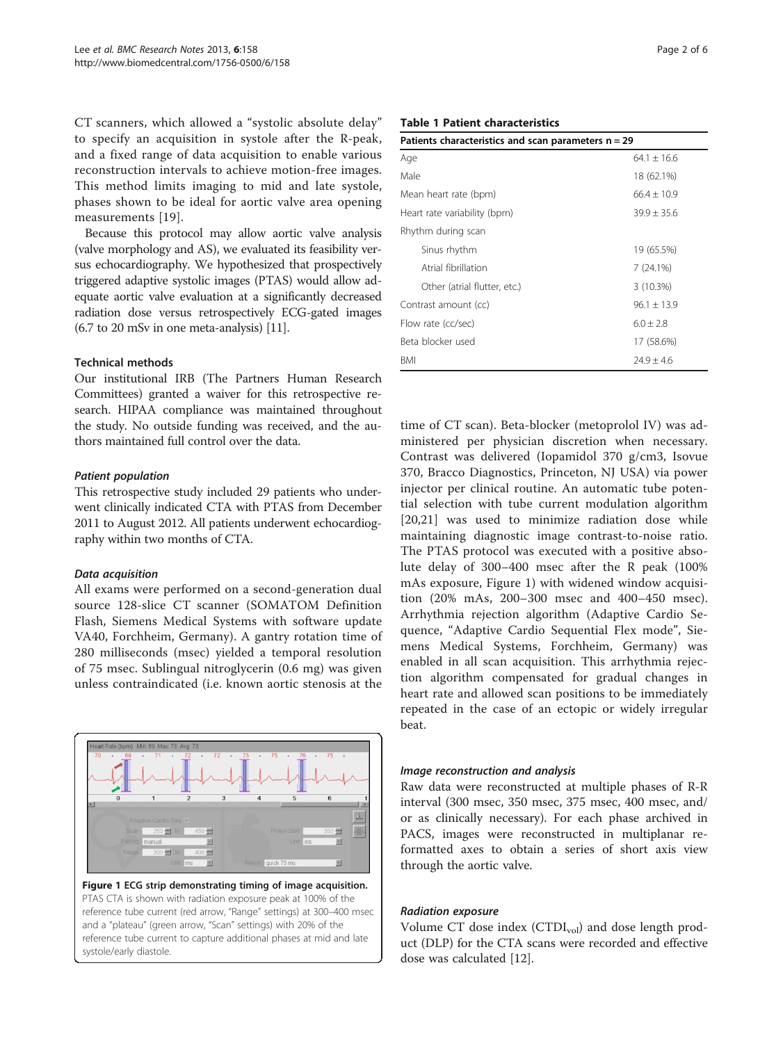CT scanners, which allowed a "systolic absolute delay" to specify an acquisition in systole after the R-peak, and a fixed range of data acquisition to enable various reconstruction intervals to achieve motion-free images. This method limits imaging to mid and late systole, phases shown to be ideal for aortic valve area opening measurements [19].

Because this protocol may allow aortic valve analysis (valve morphology and AS), we evaluated its feasibility versus echocardiography. We hypothesized that prospectively triggered adaptive systolic images (PTAS) would allow adequate aortic valve evaluation at a significantly decreased radiation dose versus retrospectively ECG-gated images (6.7 to 20 mSv in one meta-analysis) [11].

### Technical methods

Our institutional IRB (The Partners Human Research Committees) granted a waiver for this retrospective research. HIPAA compliance was maintained throughout the study. No outside funding was received, and the authors maintained full control over the data.

#### *Patient population*

This retrospective study included 29 patients who underwent clinically indicated CTA with PTAS from December 2011 to August 2012. All patients underwent echocardiography within two months of CTA.

#### *Data acquisition*

All exams were performed on a second-generation dual source 128-slice CT scanner (SOMATOM Definition Flash, Siemens Medical Systems with software update VA40, Forchheim, Germany). A gantry rotation time of 280 milliseconds (msec) yielded a temporal resolution of 75 msec. Sublingual nitroglycerin (0.6 mg) was given unless contraindicated (i.e. known aortic stenosis at the time of CT scan). Beta-blocker (metoprolol IV) was administered per physician discretion when necessary. Contrast was delivered (Iopamidol 370 g/cm3, Isovue 370, Bracco Diagnostics, Princeton, NJ USA) via power injector per clinical routine. An automatic tube potential selection with tube current modulation algorithm [20,21] was used to minimize radiation dose while maintaining diagnostic image contrast-to-noise ratio. The PTAS protocol was executed with a positive absolute delay of 300–400 msec after the R peak (100% mAs exposure, Figure 1) with widened window acquisition (20% mAs, 200–300 msec and 400–450 msec). Arrhythmia rejection algorithm (Adaptive Cardio Sequence, "Adaptive Cardio Sequential Flex mode", Siemens Medical Systems, Forchheim, Germany) was enabled in all scan acquisition. This arrhythmia rejection algorithm compensated for gradual changes in heart rate and allowed scan positions to be immediately repeated in the case of an ectopic or widely irregular beat.

**Table 1 Patient characteristics**

| Patients characteristics and scan parameters n = 29 | |
|---|---|
| Age | 64.1 ± 16.6 |
| Male | 18 (62.1%) |
| Mean heart rate (bpm) | 66.4 ± 10.9 |
| Heart rate variability (bpm) | 39.9 ± 35.6 |
| Rhythm during scan | |
| Sinus rhythm | 19 (65.5%) |
| Atrial fibrillation | 7 (24.1%) |
| Other (atrial flutter, etc.) | 3 (10.3%) |
| Contrast amount (cc) | 96.1 ± 13.9 |
| Flow rate (cc/sec) | 6.0 ± 2.8 |
| Beta blocker used | 17 (58.6%) |
| BMI | 24.9 ± 4.6 |

**Figure 1 ECG strip demonstrating timing of image acquisition.** PTAS CTA is shown with radiation exposure peak at 100% of the reference tube current (red arrow, "Range" settings) at 300–400 msec and a "plateau" (green arrow, "Scan" settings) with 20% of the reference tube current to capture additional phases at mid and late systole/early diastole.

#### *Image reconstruction and analysis*

Raw data were reconstructed at multiple phases of R-R interval (300 msec, 350 msec, 375 msec, 400 msec, and/or as clinically necessary). For each phase archived in PACS, images were reconstructed in multiplanar reformatted axes to obtain a series of short axis view through the aortic valve.

#### *Radiation exposure*

Volume CT dose index ($CTDI_{vol}$) and dose length product (DLP) for the CTA scans were recorded and effective dose was calculated [12].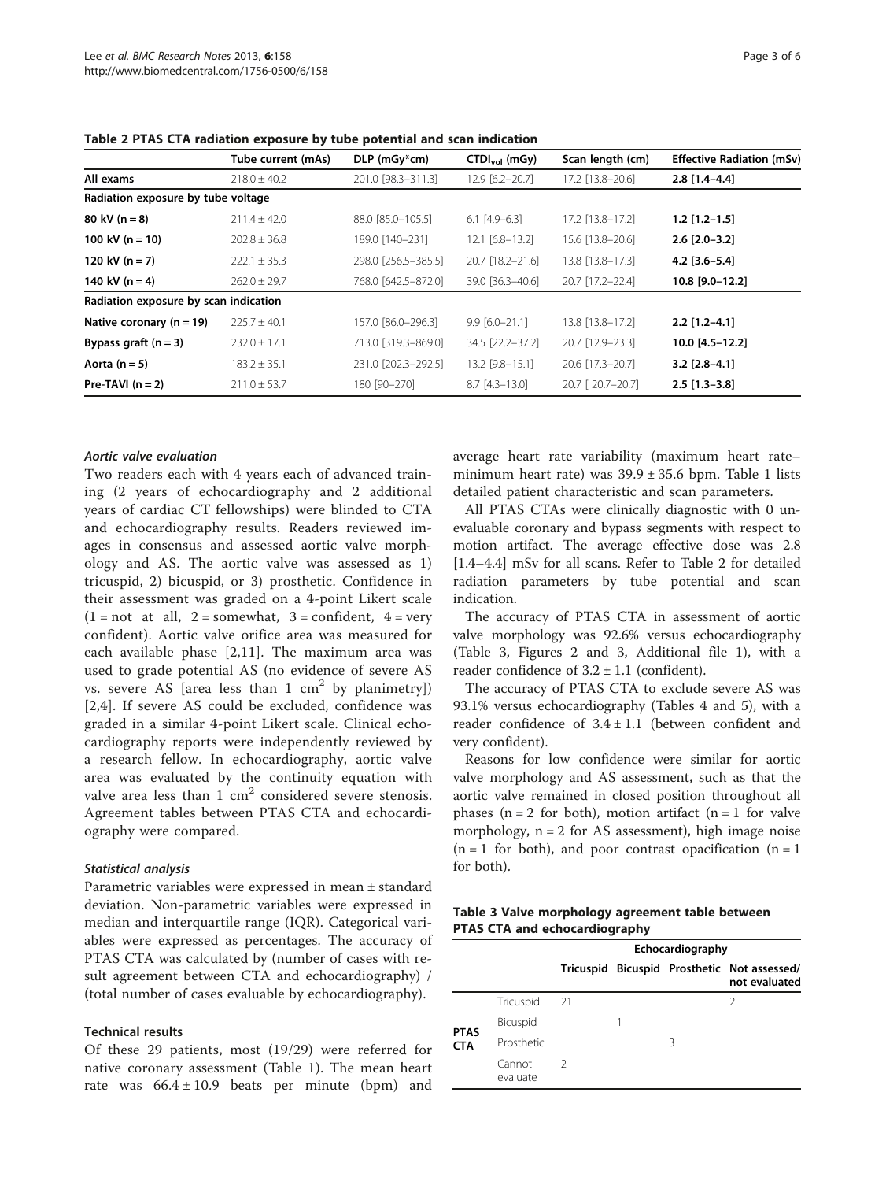**Table 2 PTAS CTA radiation exposure by tube potential and scan indication**

| | Tube current (mAs) | DLP (mGy*cm) | $CTDI_{vol}$ (mGy) | Scan length (cm) | Effective Radiation (mSv) |
|---|---|---|---|---|---|
| **All exams** | 218.0 ± 40.2 | 201.0 [98.3–311.3] | 12.9 [6.2–20.7] | 17.2 [13.8–20.6] | **2.8 [1.4–4.4]** |
| **Radiation exposure by tube voltage** | | | | | |
| **80 kV (n = 8)** | 211.4 ± 42.0 | 88.0 [85.0–105.5] | 6.1 [4.9–6.3] | 17.2 [13.8–17.2] | **1.2 [1.2–1.5]** |
| **100 kV (n = 10)** | 202.8 ± 36.8 | 189.0 [140–231] | 12.1 [6.8–13.2] | 15.6 [13.8–20.6] | **2.6 [2.0–3.2]** |
| **120 kV (n = 7)** | 222.1 ± 35.3 | 298.0 [256.5–385.5] | 20.7 [18.2–21.6] | 13.8 [13.8–17.3] | **4.2 [3.6–5.4]** |
| **140 kV (n = 4)** | 262.0 ± 29.7 | 768.0 [642.5–872.0] | 39.0 [36.3–40.6] | 20.7 [17.2–22.4] | **10.8 [9.0–12.2]** |
| **Radiation exposure by scan indication** | | | | | |
| **Native coronary (n = 19)** | 225.7 ± 40.1 | 157.0 [86.0–296.3] | 9.9 [6.0–21.1] | 13.8 [13.8–17.2] | **2.2 [1.2–4.1]** |
| **Bypass graft (n = 3)** | 232.0 ± 17.1 | 713.0 [319.3–869.0] | 34.5 [22.2–37.2] | 20.7 [12.9–23.3] | **10.0 [4.5–12.2]** |
| **Aorta (n = 5)** | 183.2 ± 35.1 | 231.0 [202.3–292.5] | 13.2 [9.8–15.1] | 20.6 [17.3–20.7] | **3.2 [2.8–4.1]** |
| **Pre-TAVI (n = 2)** | 211.0 ± 53.7 | 180 [90–270] | 8.7 [4.3–13.0] | 20.7 [ 20.7–20.7] | **2.5 [1.3–3.8]** |

#### *Aortic valve evaluation*

Two readers each with 4 years each of advanced training (2 years of echocardiography and 2 additional years of cardiac CT fellowships) were blinded to CTA and echocardiography results. Readers reviewed images in consensus and assessed aortic valve morphology and AS. The aortic valve was assessed as 1) tricuspid, 2) bicuspid, or 3) prosthetic. Confidence in their assessment was graded on a 4-point Likert scale (1 = not at all, 2 = somewhat, 3 = confident, 4 = very confident). Aortic valve orifice area was measured for each available phase [2,11]. The maximum area was used to grade potential AS (no evidence of severe AS vs. severe AS [area less than 1 $cm^2$ by planimetry]) [2,4]. If severe AS could be excluded, confidence was graded in a similar 4-point Likert scale. Clinical echocardiography reports were independently reviewed by a research fellow. In echocardiography, aortic valve area was evaluated by the continuity equation with valve area less than 1 $cm^2$ considered severe stenosis. Agreement tables between PTAS CTA and echocardiography were compared.

#### *Statistical analysis*

Parametric variables were expressed in mean ± standard deviation. Non-parametric variables were expressed in median and interquartile range (IQR). Categorical variables were expressed as percentages. The accuracy of PTAS CTA was calculated by (number of cases with result agreement between CTA and echocardiography) / (total number of cases evaluable by echocardiography).

### Technical results

Of these 29 patients, most (19/29) were referred for native coronary assessment (Table 1). The mean heart rate was 66.4 ± 10.9 beats per minute (bpm) and average heart rate variability (maximum heart rate–minimum heart rate) was 39.9 ± 35.6 bpm. Table 1 lists detailed patient characteristic and scan parameters.

All PTAS CTAs were clinically diagnostic with 0 unevaluable coronary and bypass segments with respect to motion artifact. The average effective dose was 2.8 [1.4–4.4] mSv for all scans. Refer to Table 2 for detailed radiation parameters by tube potential and scan indication.

The accuracy of PTAS CTA in assessment of aortic valve morphology was 92.6% versus echocardiography (Table 3, Figures 2 and 3, Additional file 1), with a reader confidence of 3.2 ± 1.1 (confident).

The accuracy of PTAS CTA to exclude severe AS was 93.1% versus echocardiography (Tables 4 and 5), with a reader confidence of 3.4 ± 1.1 (between confident and very confident).

Reasons for low confidence were similar for aortic valve morphology and AS assessment, such as that the aortic valve remained in closed position throughout all phases (n = 2 for both), motion artifact (n = 1 for valve morphology, n = 2 for AS assessment), high image noise (n = 1 for both), and poor contrast opacification (n = 1 for both).

**Table 3 Valve morphology agreement table between PTAS CTA and echocardiography**

| | | Echocardiography | | | |
|---|---|---|---|---|---|
| | | **Tricuspid** | **Bicuspid** | **Prosthetic** | **Not assessed/ not evaluated** |
| **PTAS CTA** | Tricuspid | 21 | | | 2 |
| | Bicuspid | | 1 | | |
| | Prosthetic | | | 3 | |
| | Cannot evaluate | 2 | | | |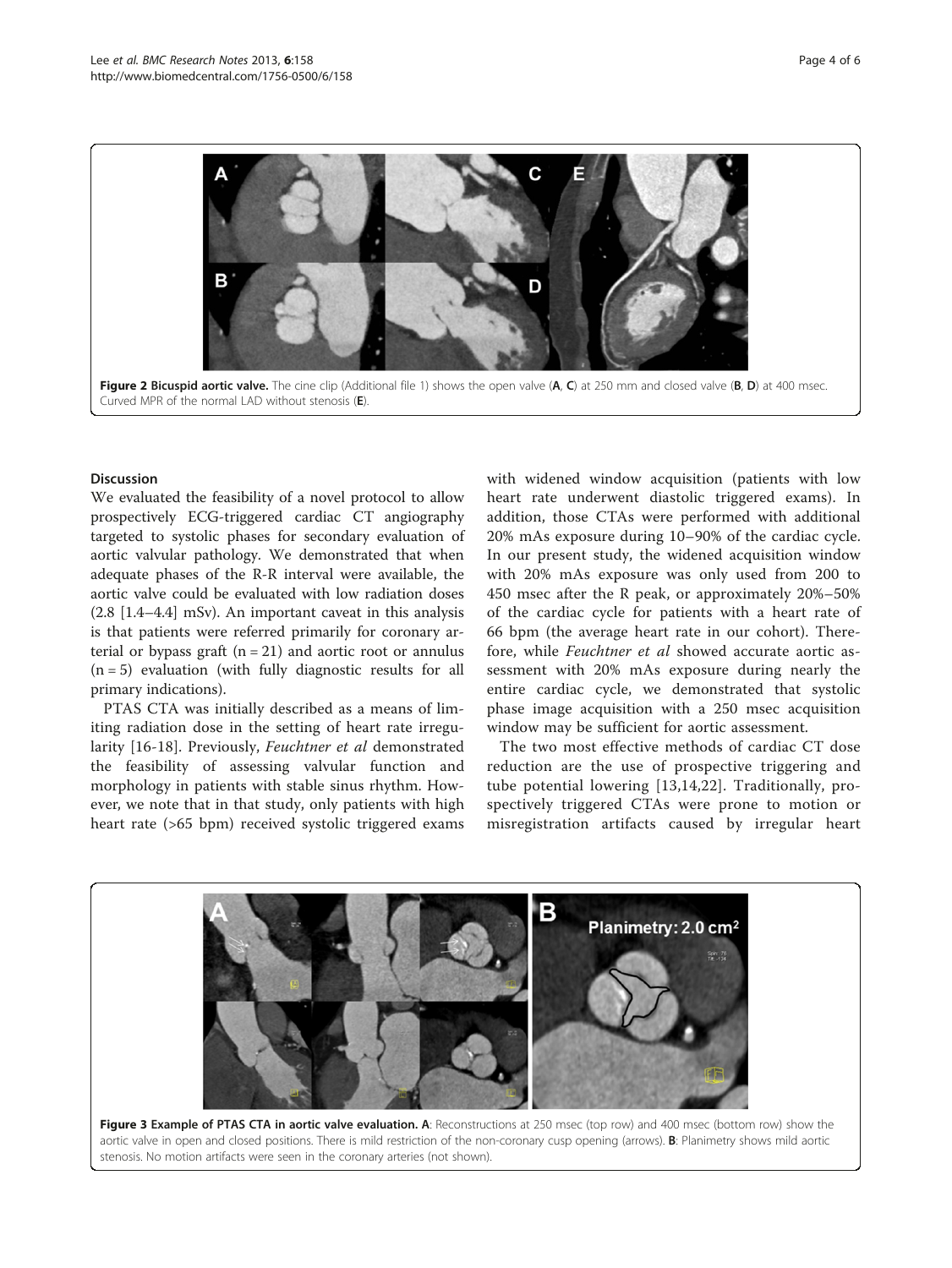**Figure 2 Bicuspid aortic valve.** The cine clip (Additional file 1) shows the open valve (**A**, **C**) at 250 mm and closed valve (**B**, **D**) at 400 msec. Curved MPR of the normal LAD without stenosis (**E**).

## Discussion

We evaluated the feasibility of a novel protocol to allow prospectively ECG-triggered cardiac CT angiography targeted to systolic phases for secondary evaluation of aortic valvular pathology. We demonstrated that when adequate phases of the R-R interval were available, the aortic valve could be evaluated with low radiation doses (2.8 [1.4–4.4] mSv). An important caveat in this analysis is that patients were referred primarily for coronary arterial or bypass graft (n = 21) and aortic root or annulus (n = 5) evaluation (with fully diagnostic results for all primary indications).

PTAS CTA was initially described as a means of limiting radiation dose in the setting of heart rate irregularity [16-18]. Previously, *Feuchtner et al* demonstrated the feasibility of assessing valvular function and morphology in patients with stable sinus rhythm. However, we note that in that study, only patients with high heart rate (>65 bpm) received systolic triggered exams with widened window acquisition (patients with low heart rate underwent diastolic triggered exams). In addition, those CTAs were performed with additional 20% mAs exposure during 10–90% of the cardiac cycle. In our present study, the widened acquisition window with 20% mAs exposure was only used from 200 to 450 msec after the R peak, or approximately 20%–50% of the cardiac cycle for patients with a heart rate of 66 bpm (the average heart rate in our cohort). Therefore, while *Feuchtner et al* showed accurate aortic assessment with 20% mAs exposure during nearly the entire cardiac cycle, we demonstrated that systolic phase image acquisition with a 250 msec acquisition window may be sufficient for aortic assessment.

The two most effective methods of cardiac CT dose reduction are the use of prospective triggering and tube potential lowering [13,14,22]. Traditionally, prospectively triggered CTAs were prone to motion or misregistration artifacts caused by irregular heart

**Figure 3 Example of PTAS CTA in aortic valve evaluation. A**: Reconstructions at 250 msec (top row) and 400 msec (bottom row) show the aortic valve in open and closed positions. There is mild restriction of the non-coronary cusp opening (arrows). **B**: Planimetry shows mild aortic stenosis. No motion artifacts were seen in the coronary arteries (not shown).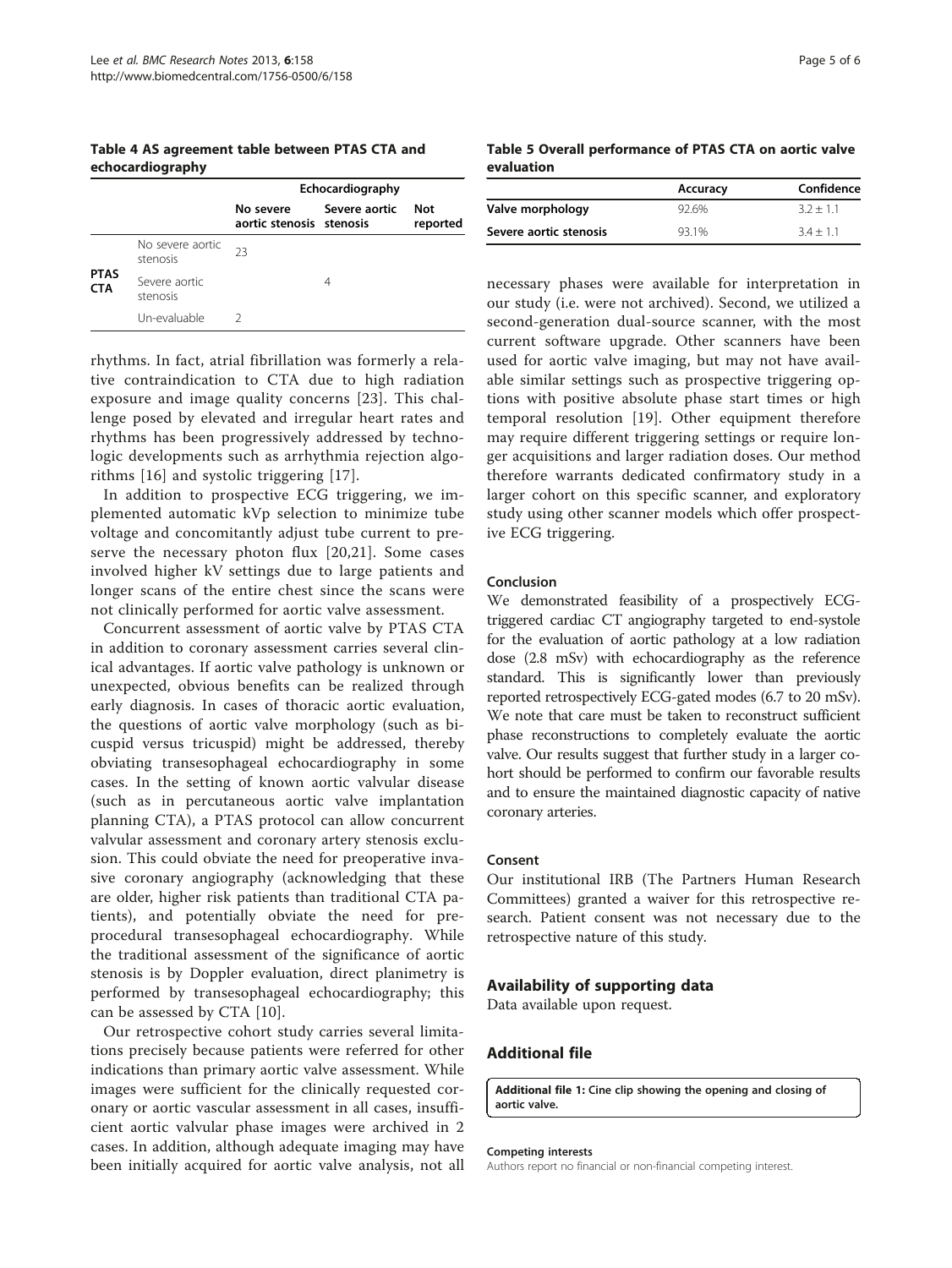**Table 4 AS agreement table between PTAS CTA and echocardiography**

| | | Echocardiography | | |
|---|---|---|---|---|
| | | No severe aortic stenosis | Severe aortic stenosis | Not reported |
| PTAS CTA | No severe aortic stenosis | 23 | | |
| | Severe aortic stenosis | | 4 | |
| | Un-evaluable | 2 | | |

rhythms. In fact, atrial fibrillation was formerly a relative contraindication to CTA due to high radiation exposure and image quality concerns [23]. This challenge posed by elevated and irregular heart rates and rhythms has been progressively addressed by technologic developments such as arrhythmia rejection algorithms [16] and systolic triggering [17].

In addition to prospective ECG triggering, we implemented automatic kVp selection to minimize tube voltage and concomitantly adjust tube current to preserve the necessary photon flux [20,21]. Some cases involved higher kV settings due to large patients and longer scans of the entire chest since the scans were not clinically performed for aortic valve assessment.

Concurrent assessment of aortic valve by PTAS CTA in addition to coronary assessment carries several clinical advantages. If aortic valve pathology is unknown or unexpected, obvious benefits can be realized through early diagnosis. In cases of thoracic aortic evaluation, the questions of aortic valve morphology (such as bicuspid versus tricuspid) might be addressed, thereby obviating transesophageal echocardiography in some cases. In the setting of known aortic valvular disease (such as in percutaneous aortic valve implantation planning CTA), a PTAS protocol can allow concurrent valvular assessment and coronary artery stenosis exclusion. This could obviate the need for preoperative invasive coronary angiography (acknowledging that these are older, higher risk patients than traditional CTA patients), and potentially obviate the need for pre-procedural transesophageal echocardiography. While the traditional assessment of the significance of aortic stenosis is by Doppler evaluation, direct planimetry is performed by transesophageal echocardiography; this can be assessed by CTA [10].

Our retrospective cohort study carries several limitations precisely because patients were referred for other indications than primary aortic valve assessment. While images were sufficient for the clinically requested coronary or aortic vascular assessment in all cases, insufficient aortic valvular phase images were archived in 2 cases. In addition, although adequate imaging may have been initially acquired for aortic valve analysis, not all

**Table 5 Overall performance of PTAS CTA on aortic valve evaluation**

| | Accuracy | Confidence |
|---|---|---|
| Valve morphology | 92.6% | $3.2 \pm 1.1$ |
| Severe aortic stenosis | 93.1% | $3.4 \pm 1.1$ |

necessary phases were available for interpretation in our study (i.e. were not archived). Second, we utilized a second-generation dual-source scanner, with the most current software upgrade. Other scanners have been used for aortic valve imaging, but may not have available similar settings such as prospective triggering options with positive absolute phase start times or high temporal resolution [19]. Other equipment therefore may require different triggering settings or require longer acquisitions and larger radiation doses. Our method therefore warrants dedicated confirmatory study in a larger cohort on this specific scanner, and exploratory study using other scanner models which offer prospective ECG triggering.

### Conclusion

We demonstrated feasibility of a prospectively ECG-triggered cardiac CT angiography targeted to end-systole for the evaluation of aortic pathology at a low radiation dose (2.8 mSv) with echocardiography as the reference standard. This is significantly lower than previously reported retrospectively ECG-gated modes (6.7 to 20 mSv). We note that care must be taken to reconstruct sufficient phase reconstructions to completely evaluate the aortic valve. Our results suggest that further study in a larger cohort should be performed to confirm our favorable results and to ensure the maintained diagnostic capacity of native coronary arteries.

### Consent

Our institutional IRB (The Partners Human Research Committees) granted a waiver for this retrospective research. Patient consent was not necessary due to the retrospective nature of this study.

## Availability of supporting data

Data available upon request.

## Additional file

**Additional file 1: Cine clip showing the opening and closing of aortic valve.**

#### Competing interests

Authors report no financial or non-financial competing interest.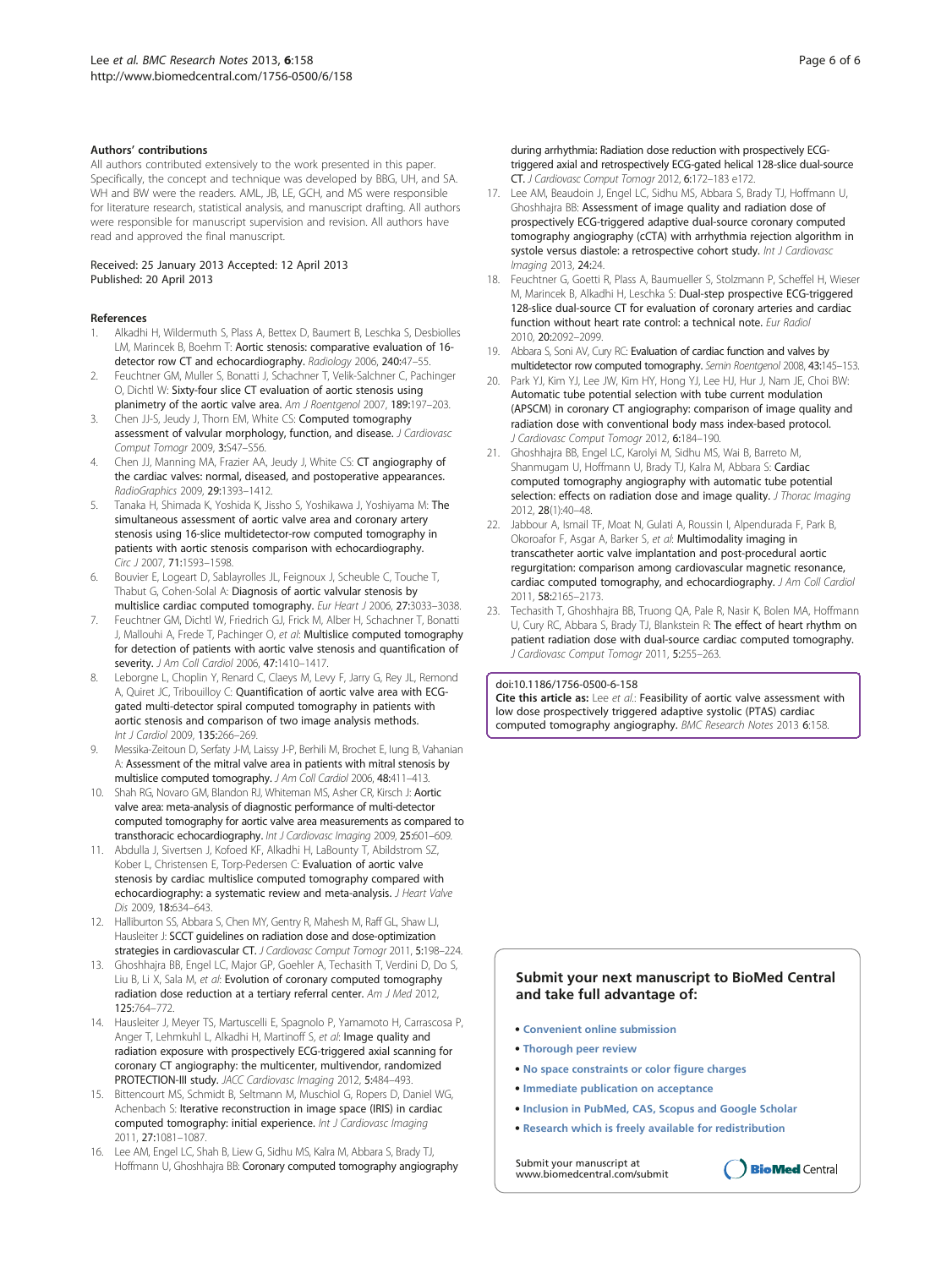#### Authors' contributions

All authors contributed extensively to the work presented in this paper. Specifically, the concept and technique was developed by BBG, UH, and SA. WH and BW were the readers. AML, JB, LE, GCH, and MS were responsible for literature research, statistical analysis, and manuscript drafting. All authors were responsible for manuscript supervision and revision. All authors have read and approved the final manuscript.

Received: 25 January 2013 Accepted: 12 April 2013
Published: 20 April 2013

#### References

1. Alkadhi H, Wildermuth S, Plass A, Bettex D, Baumert B, Leschka S, Desbiolles LM, Marincek B, Boehm T: **Aortic stenosis: comparative evaluation of 16-detector row CT and echocardiography.** *Radiology* 2006, **240:**47–55.
2. Feuchtner GM, Muller S, Bonatti J, Schachner T, Velik-Salchner C, Pachinger O, Dichtl W: **Sixty-four slice CT evaluation of aortic stenosis using planimetry of the aortic valve area.** *Am J Roentgenol* 2007, **189:**197–203.
3. Chen J-S, Jeudy J, Thorn EM, White CS: **Computed tomography assessment of valvular morphology, function, and disease.** *J Cardiovasc Comput Tomogr* 2009, **3:**S47–S56.
4. Chen JJ, Manning MA, Frazier AA, Jeudy J, White CS: **CT angiography of the cardiac valves: normal, diseased, and postoperative appearances.** *RadioGraphics* 2009, **29:**1393–1412.
5. Tanaka H, Shimada K, Yoshida K, Jissho S, Yoshikawa J, Yoshiyama M: **The simultaneous assessment of aortic valve area and coronary artery stenosis using 16-slice multidetector-row computed tomography in patients with aortic stenosis comparison with echocardiography.** *Circ J* 2007, **71:**1593–1598.
6. Bouvier E, Logeart D, Sablayrolles JL, Feignoux J, Scheuble C, Touche T, Thabut G, Cohen-Solal A: **Diagnosis of aortic valvular stenosis by multislice cardiac computed tomography.** *Eur Heart J* 2006, **27:**3033–3038.
7. Feuchtner GM, Dichtl W, Friedrich GJ, Frick M, Alber H, Schachner T, Bonatti J, Mallouhi A, Frede T, Pachinger O, *et al*: **Multislice computed tomography for detection of patients with aortic valve stenosis and quantification of severity.** *J Am Coll Cardiol* 2006, **47:**1410–1417.
8. Leborgne L, Choplin Y, Renard C, Claeys M, Levy F, Jarry G, Rey JL, Remond A, Quiret JC, Tribouilloy C: **Quantification of aortic valve area with ECG-gated multi-detector spiral computed tomography in patients with aortic stenosis and comparison of two image analysis methods.** *Int J Cardiol* 2009, **135:**266–269.
9. Messika-Zeitoun D, Serfaty J-M, Laissy J-P, Berhili M, Brochet E, Iung B, Vahanian A: **Assessment of the mitral valve area in patients with mitral stenosis by multislice computed tomography.** *J Am Coll Cardiol* 2006, **48:**411–413.
10. Shah RG, Novaro GM, Blandon RJ, Whiteman MS, Asher CR, Kirsch J: **Aortic valve area: meta-analysis of diagnostic performance of multi-detector computed tomography for aortic valve area measurements as compared to transthoracic echocardiography.** *Int J Cardiovasc Imaging* 2009, **25:**601–609.
11. Abdulla J, Sivertsen J, Kofoed KF, Alkadhi H, LaBounty T, Abildstrom SZ, Kober L, Christensen E, Torp-Pedersen C: **Evaluation of aortic valve stenosis by cardiac multislice computed tomography compared with echocardiography: a systematic review and meta-analysis.** *J Heart Valve Dis* 2009, **18:**634–643.
12. Halliburton SS, Abbara S, Chen MY, Gentry R, Mahesh M, Raff GL, Shaw LJ, Hausleiter J: **SCCT guidelines on radiation dose and dose-optimization strategies in cardiovascular CT.** *J Cardiovasc Comput Tomogr* 2011, **5:**198–224.
13. Ghoshhajra BB, Engel LC, Major GP, Goehler A, Techasith T, Verdini D, Do S, Liu B, Li X, Sala M, *et al*: **Evolution of coronary computed tomography radiation dose reduction at a tertiary referral center.** *Am J Med* 2012, **125:**764–772.
14. Hausleiter J, Meyer TS, Martuscelli E, Spagnolo P, Yamamoto H, Carrascosa P, Anger T, Lehmkuhl L, Alkadhi H, Martinoff S, *et al*: **Image quality and radiation exposure with prospectively ECG-triggered axial scanning for coronary CT angiography: the multicenter, multivendor, randomized PROTECTION-III study.** *JACC Cardiovasc Imaging* 2012, **5:**484–493.
15. Bittencourt MS, Schmidt B, Seltmann M, Muschiol G, Ropers D, Daniel WG, Achenbach S: **Iterative reconstruction in image space (IRIS) in cardiac computed tomography: initial experience.** *Int J Cardiovasc Imaging* 2011, **27:**1081–1087.
16. Lee AM, Engel LC, Shah B, Liew G, Sidhu MS, Kalra M, Abbara S, Brady TJ, Hoffmann U, Ghoshhajra BB: **Coronary computed tomography angiography during arrhythmia: Radiation dose reduction with prospectively ECG-triggered axial and retrospectively ECG-gated helical 128-slice dual-source CT.** *J Cardiovasc Comput Tomogr* 2012, **6:**172–183 e172.
17. Lee AM, Beaudoin J, Engel LC, Sidhu MS, Abbara S, Brady TJ, Hoffmann U, Ghoshhajra BB: **Assessment of image quality and radiation dose of prospectively ECG-triggered adaptive dual-source coronary computed tomography angiography (cCTA) with arrhythmia rejection algorithm in systole versus diastole: a retrospective cohort study.** *Int J Cardiovasc Imaging* 2013, **24:**24.
18. Feuchtner G, Goetti R, Plass A, Baumueller S, Stolzmann P, Scheffel H, Wieser M, Marincek B, Alkadhi H, Leschka S: **Dual-step prospective ECG-triggered 128-slice dual-source CT for evaluation of coronary arteries and cardiac function without heart rate control: a technical note.** *Eur Radiol* 2010, **20:**2092–2099.
19. Abbara S, Soni AV, Cury RC: **Evaluation of cardiac function and valves by multidetector row computed tomography.** *Semin Roentgenol* 2008, **43:**145–153.
20. Park YJ, Kim YJ, Lee JW, Kim HY, Hong YJ, Lee HJ, Hur J, Nam JE, Choi BW: **Automatic tube potential selection with tube current modulation (APSCM) in coronary CT angiography: comparison of image quality and radiation dose with conventional body mass index-based protocol.** *J Cardiovasc Comput Tomogr* 2012, **6:**184–190.
21. Ghoshhajra BB, Engel LC, Karolyi M, Sidhu MS, Wai B, Barreto M, Shanmugam U, Hoffmann U, Brady TJ, Kalra M, Abbara S: **Cardiac computed tomography angiography with automatic tube potential selection: effects on radiation dose and image quality.** *J Thorac Imaging* 2012, **28**(1):40–48.
22. Jabbour A, Ismail TF, Moat N, Gulati A, Roussin I, Alpendurada F, Park B, Okoroafor F, Asgar A, Barker S, *et al*: **Multimodality imaging in transcatheter aortic valve implantation and post-procedural aortic regurgitation: comparison among cardiovascular magnetic resonance, cardiac computed tomography, and echocardiography.** *J Am Coll Cardiol* 2011, **58:**2165–2173.
23. Techasith T, Ghoshhajra BB, Truong QA, Pale R, Nasir K, Bolen MA, Hoffmann U, Cury RC, Abbara S, Brady TJ, Blankstein R: **The effect of heart rhythm on patient radiation dose with dual-source cardiac computed tomography.** *J Cardiovasc Comput Tomogr* 2011, **5:**255–263.

doi:10.1186/1756-0500-6-158
**Cite this article as:** Lee *et al.*: Feasibility of aortic valve assessment with low dose prospectively triggered adaptive systolic (PTAS) cardiac computed tomography angiography. *BMC Research Notes* 2013 **6**:158.

**Submit your next manuscript to BioMed Central and take full advantage of:**

- **Convenient online submission**
- **Thorough peer review**
- **No space constraints or color figure charges**
- **Immediate publication on acceptance**
- **Inclusion in PubMed, CAS, Scopus and Google Scholar**
- **Research which is freely available for redistribution**

Submit your manuscript at
www.biomedcentral.com/submit